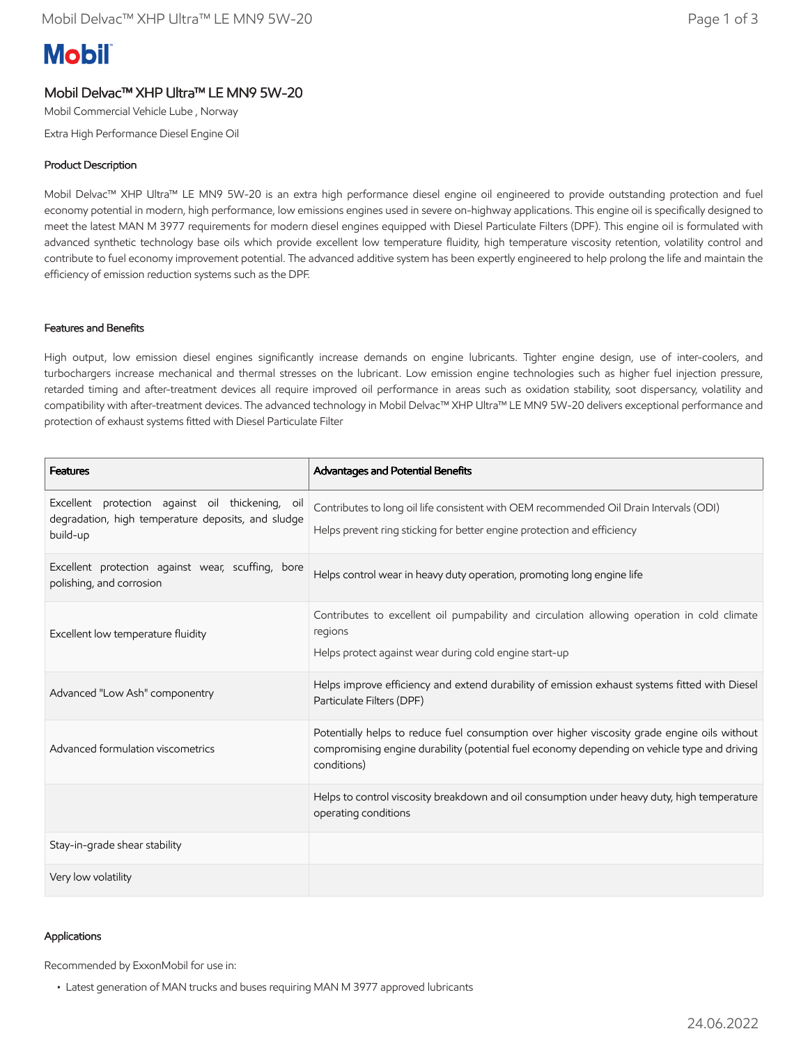Mobil

# Mobil Delvac™ XHP Ultra™ LE MN9 5W-20

Mobil Commercial Vehicle Lube , Norway

Extra High Performance Diesel Engine Oil

## Product Description

Mobil Delvac™ XHP Ultra™ LE MN9 5W-20 is an extra high performance diesel engine oil engineered to provide outstanding protection and fuel economy potential in modern, high performance, low emissions engines used in severe on-highway applications. This engine oil is specifically designed to meet the latest MAN M 3977 requirements for modern diesel engines equipped with Diesel Particulate Filters (DPF). This engine oil is formulated with advanced synthetic technology base oils which provide excellent low temperature fluidity, high temperature viscosity retention, volatility control and contribute to fuel economy improvement potential. The advanced additive system has been expertly engineered to help prolong the life and maintain the efficiency of emission reduction systems such as the DPF.

## Features and Benefits

High output, low emission diesel engines significantly increase demands on engine lubricants. Tighter engine design, use of inter-coolers, and turbochargers increase mechanical and thermal stresses on the lubricant. Low emission engine technologies such as higher fuel injection pressure, retarded timing and after-treatment devices all require improved oil performance in areas such as oxidation stability, soot dispersancy, volatility and compatibility with after-treatment devices. The advanced technology in Mobil Delvac™ XHP Ultra™ LE MN9 5W-20 delivers exceptional performance and protection of exhaust systems fitted with Diesel Particulate Filter

| Features | Advantages and Potential Benefits |
|---|---|
| Excellent protection against oil thickening, oil degradation, high temperature deposits, and sludge build-up | Contributes to long oil life consistent with OEM recommended Oil Drain Intervals (ODI)<br>Helps prevent ring sticking for better engine protection and efficiency |
| Excellent protection against wear, scuffing, bore polishing, and corrosion | Helps control wear in heavy duty operation, promoting long engine life |
| Excellent low temperature fluidity | Contributes to excellent oil pumpability and circulation allowing operation in cold climate regions<br>Helps protect against wear during cold engine start-up |
| Advanced "Low Ash" componentry | Helps improve efficiency and extend durability of emission exhaust systems fitted with Diesel Particulate Filters (DPF) |
| Advanced formulation viscometrics | Potentially helps to reduce fuel consumption over higher viscosity grade engine oils without compromising engine durability (potential fuel economy depending on vehicle type and driving conditions) |
| | Helps to control viscosity breakdown and oil consumption under heavy duty, high temperature operating conditions |
| Stay-in-grade shear stability | |
| Very low volatility | |

## Applications

Recommended by ExxonMobil for use in:

- Latest generation of MAN trucks and buses requiring MAN M 3977 approved lubricants

24.06.2022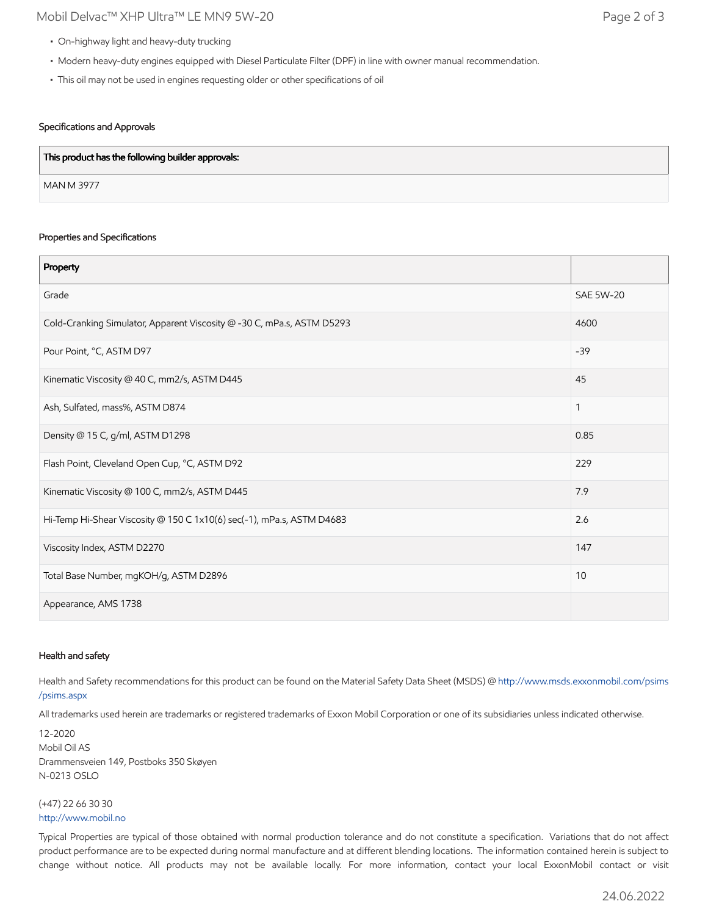- On-highway light and heavy-duty trucking
- Modern heavy-duty engines equipped with Diesel Particulate Filter (DPF) in line with owner manual recommendation.
- This oil may not be used in engines requesting older or other specifications of oil

### Specifications and Approvals

| This product has the following builder approvals: |
| --- |
| MAN M 3977 |

### Properties and Specifications

| Property | |
| --- | --- |
| Grade | SAE 5W-20 |
| Cold-Cranking Simulator, Apparent Viscosity @ -30 C, mPa.s, ASTM D5293 | 4600 |
| Pour Point, °C, ASTM D97 | -39 |
| Kinematic Viscosity @ 40 C, mm2/s, ASTM D445 | 45 |
| Ash, Sulfated, mass%, ASTM D874 | 1 |
| Density @ 15 C, g/ml, ASTM D1298 | 0.85 |
| Flash Point, Cleveland Open Cup, °C, ASTM D92 | 229 |
| Kinematic Viscosity @ 100 C, mm2/s, ASTM D445 | 7.9 |
| Hi-Temp Hi-Shear Viscosity @ 150 C 1x10(6) sec(-1), mPa.s, ASTM D4683 | 2.6 |
| Viscosity Index, ASTM D2270 | 147 |
| Total Base Number, mgKOH/g, ASTM D2896 | 10 |
| Appearance, AMS 1738 | |

### Health and safety

Health and Safety recommendations for this product can be found on the Material Safety Data Sheet (MSDS) @ http://www.msds.exxonmobil.com/psims/psims.aspx

All trademarks used herein are trademarks or registered trademarks of Exxon Mobil Corporation or one of its subsidiaries unless indicated otherwise.

12-2020
Mobil Oil AS
Drammensveien 149, Postboks 350 Skøyen
N-0213 OSLO

(+47) 22 66 30 30
http://www.mobil.no

Typical Properties are typical of those obtained with normal production tolerance and do not constitute a specification. Variations that do not affect product performance are to be expected during normal manufacture and at different blending locations. The information contained herein is subject to change without notice. All products may not be available locally. For more information, contact your local ExxonMobil contact or visit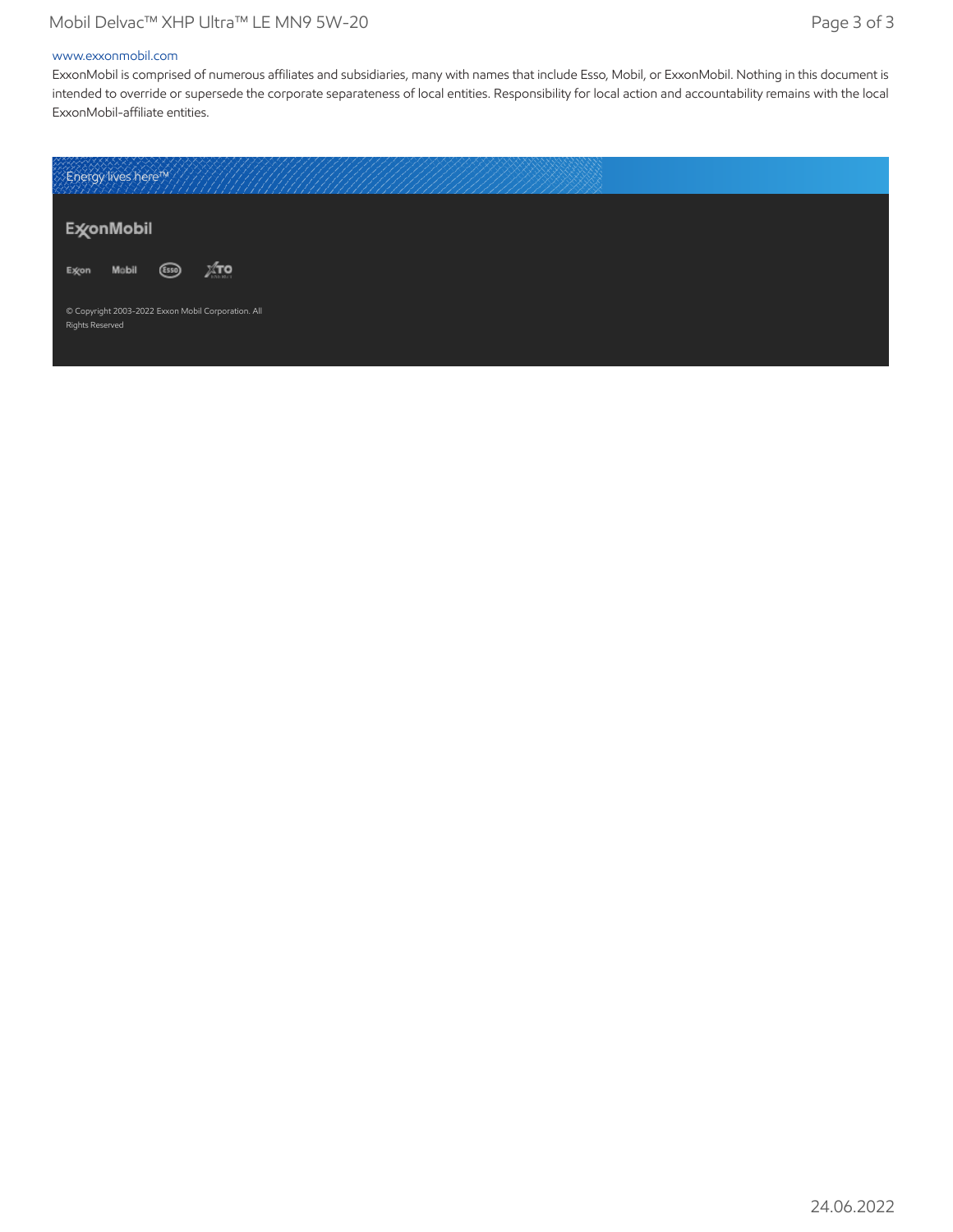www.exxonmobil.com

ExxonMobil is comprised of numerous affiliates and subsidiaries, many with names that include Esso, Mobil, or ExxonMobil. Nothing in this document is intended to override or supersede the corporate separateness of local entities. Responsibility for local action and accountability remains with the local ExxonMobil-affiliate entities.

Energy lives here™

ExxonMobil

Exxon Mobil Esso XTO

© Copyright 2003-2022 Exxon Mobil Corporation. All Rights Reserved

24.06.2022